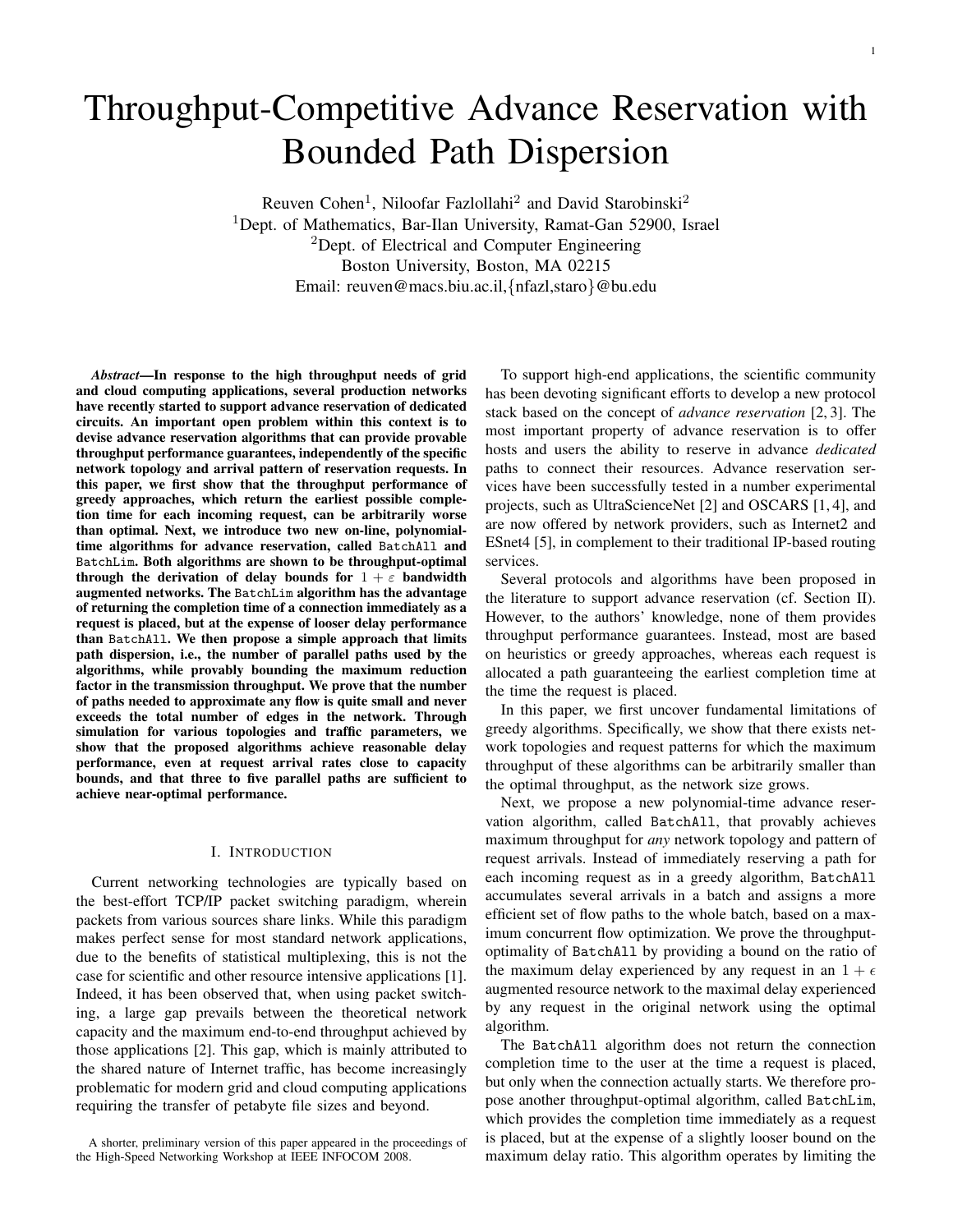# Throughput-Competitive Advance Reservation with Bounded Path Dispersion

Reuven Cohen[1], Niloofar Fazlollahi[2] and David Starobinski[2]

[1]Dept. of Mathematics, Bar-Ilan University, Ramat-Gan 52900, Israel

[2]Dept. of Electrical and Computer Engineering
Boston University, Boston, MA 02215

Email: reuven@macs.biu.ac.il,{nfazl,staro}@bu.edu

***Abstract*—In response to the high throughput needs of grid and cloud computing applications, several production networks have recently started to support advance reservation of dedicated circuits. An important open problem within this context is to devise advance reservation algorithms that can provide provable throughput performance guarantees, independently of the specific network topology and arrival pattern of reservation requests. In this paper, we first show that the throughput performance of greedy approaches, which return the earliest possible completion time for each incoming request, can be arbitrarily worse than optimal. Next, we introduce two new on-line, polynomial-time algorithms for advance reservation, called `BatchAll` and `BatchLim`. Both algorithms are shown to be throughput-optimal through the derivation of delay bounds for $1+\varepsilon$ bandwidth augmented networks. The `BatchLim` algorithm has the advantage of returning the completion time of a connection immediately as a request is placed, but at the expense of looser delay performance than `BatchAll`. We then propose a simple approach that limits path dispersion, i.e., the number of parallel paths used by the algorithms, while provably bounding the maximum reduction factor in the transmission throughput. We prove that the number of paths needed to approximate any flow is quite small and never exceeds the total number of edges in the network. Through simulation for various topologies and traffic parameters, we show that the proposed algorithms achieve reasonable delay performance, even at request arrival rates close to capacity bounds, and that three to five parallel paths are sufficient to achieve near-optimal performance.**

## I. Introduction

Current networking technologies are typically based on the best-effort TCP/IP packet switching paradigm, wherein packets from various sources share links. While this paradigm makes perfect sense for most standard network applications, due to the benefits of statistical multiplexing, this is not the case for scientific and other resource intensive applications [1]. Indeed, it has been observed that, when using packet switching, a large gap prevails between the theoretical network capacity and the maximum end-to-end throughput achieved by those applications [2]. This gap, which is mainly attributed to the shared nature of Internet traffic, has become increasingly problematic for modern grid and cloud computing applications requiring the transfer of petabyte file sizes and beyond.

A shorter, preliminary version of this paper appeared in the proceedings of the High-Speed Networking Workshop at IEEE INFOCOM 2008.

To support high-end applications, the scientific community has been devoting significant efforts to develop a new protocol stack based on the concept of *advance reservation* [2, 3]. The most important property of advance reservation is to offer hosts and users the ability to reserve in advance *dedicated* paths to connect their resources. Advance reservation services have been successfully tested in a number experimental projects, such as UltraScienceNet [2] and OSCARS [1, 4], and are now offered by network providers, such as Internet2 and ESnet4 [5], in complement to their traditional IP-based routing services.

Several protocols and algorithms have been proposed in the literature to support advance reservation (cf. Section II). However, to the authors' knowledge, none of them provides throughput performance guarantees. Instead, most are based on heuristics or greedy approaches, whereas each request is allocated a path guaranteeing the earliest completion time at the time the request is placed.

In this paper, we first uncover fundamental limitations of greedy algorithms. Specifically, we show that there exists network topologies and request patterns for which the maximum throughput of these algorithms can be arbitrarily smaller than the optimal throughput, as the network size grows.

Next, we propose a new polynomial-time advance reservation algorithm, called `BatchAll`, that provably achieves maximum throughput for *any* network topology and pattern of request arrivals. Instead of immediately reserving a path for each incoming request as in a greedy algorithm, `BatchAll` accumulates several arrivals in a batch and assigns a more efficient set of flow paths to the whole batch, based on a maximum concurrent flow optimization. We prove the throughput-optimality of `BatchAll` by providing a bound on the ratio of the maximum delay experienced by any request in an $1+\epsilon$ augmented resource network to the maximal delay experienced by any request in the original network using the optimal algorithm.

The `BatchAll` algorithm does not return the connection completion time to the user at the time a request is placed, but only when the connection actually starts. We therefore propose another throughput-optimal algorithm, called `BatchLim`, which provides the completion time immediately as a request is placed, but at the expense of a slightly looser bound on the maximum delay ratio. This algorithm operates by limiting the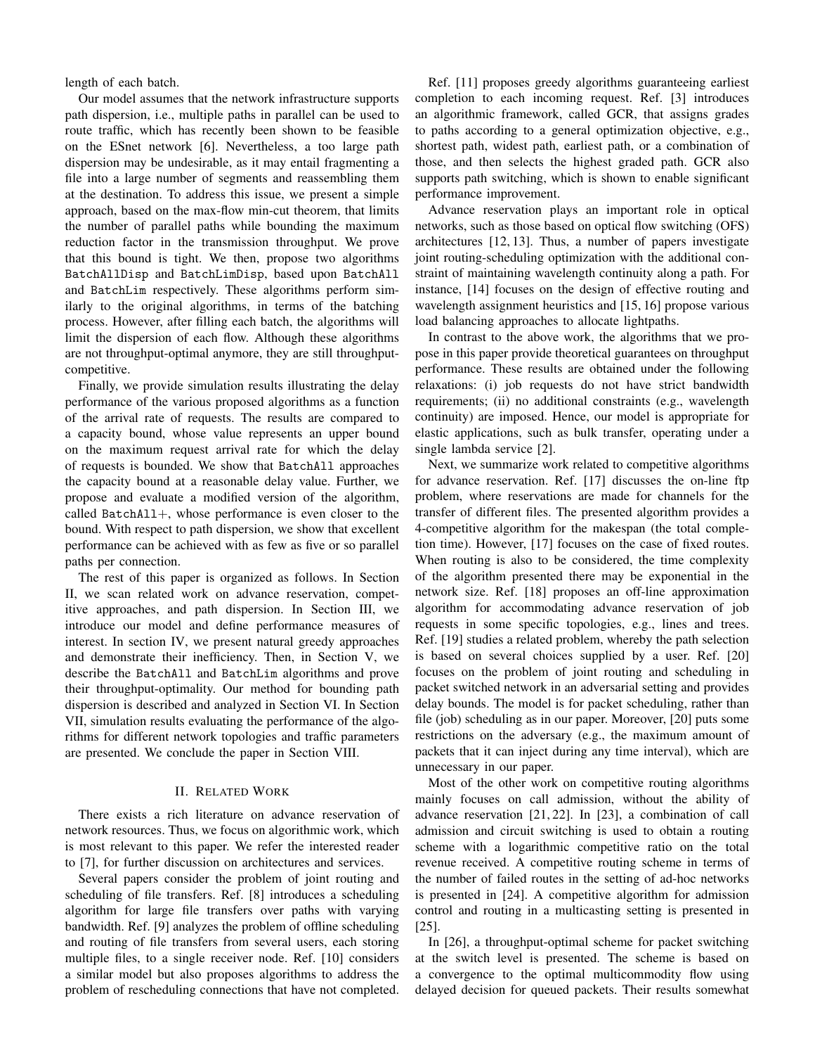length of each batch.

Our model assumes that the network infrastructure supports path dispersion, i.e., multiple paths in parallel can be used to route traffic, which has recently been shown to be feasible on the ESnet network [6]. Nevertheless, a too large path dispersion may be undesirable, as it may entail fragmenting a file into a large number of segments and reassembling them at the destination. To address this issue, we present a simple approach, based on the max-flow min-cut theorem, that limits the number of parallel paths while bounding the maximum reduction factor in the transmission throughput. We prove that this bound is tight. We then, propose two algorithms `BatchAllDisp` and `BatchLimDisp`, based upon `BatchAll` and `BatchLim` respectively. These algorithms perform similarly to the original algorithms, in terms of the batching process. However, after filling each batch, the algorithms will limit the dispersion of each flow. Although these algorithms are not throughput-optimal anymore, they are still throughput-competitive.

Finally, we provide simulation results illustrating the delay performance of the various proposed algorithms as a function of the arrival rate of requests. The results are compared to a capacity bound, whose value represents an upper bound on the maximum request arrival rate for which the delay of requests is bounded. We show that `BatchAll` approaches the capacity bound at a reasonable delay value. Further, we propose and evaluate a modified version of the algorithm, called `BatchAll+`, whose performance is even closer to the bound. With respect to path dispersion, we show that excellent performance can be achieved with as few as five or so parallel paths per connection.

The rest of this paper is organized as follows. In Section II, we scan related work on advance reservation, competitive approaches, and path dispersion. In Section III, we introduce our model and define performance measures of interest. In section IV, we present natural greedy approaches and demonstrate their inefficiency. Then, in Section V, we describe the `BatchAll` and `BatchLim` algorithms and prove their throughput-optimality. Our method for bounding path dispersion is described and analyzed in Section VI. In Section VII, simulation results evaluating the performance of the algorithms for different network topologies and traffic parameters are presented. We conclude the paper in Section VIII.

## II. Related Work

There exists a rich literature on advance reservation of network resources. Thus, we focus on algorithmic work, which is most relevant to this paper. We refer the interested reader to [7], for further discussion on architectures and services.

Several papers consider the problem of joint routing and scheduling of file transfers. Ref. [8] introduces a scheduling algorithm for large file transfers over paths with varying bandwidth. Ref. [9] analyzes the problem of offline scheduling and routing of file transfers from several users, each storing multiple files, to a single receiver node. Ref. [10] considers a similar model but also proposes algorithms to address the problem of rescheduling connections that have not completed.

Ref. [11] proposes greedy algorithms guaranteeing earliest completion to each incoming request. Ref. [3] introduces an algorithmic framework, called GCR, that assigns grades to paths according to a general optimization objective, e.g., shortest path, widest path, earliest path, or a combination of those, and then selects the highest graded path. GCR also supports path switching, which is shown to enable significant performance improvement.

Advance reservation plays an important role in optical networks, such as those based on optical flow switching (OFS) architectures [12, 13]. Thus, a number of papers investigate joint routing-scheduling optimization with the additional constraint of maintaining wavelength continuity along a path. For instance, [14] focuses on the design of effective routing and wavelength assignment heuristics and [15, 16] propose various load balancing approaches to allocate lightpaths.

In contrast to the above work, the algorithms that we propose in this paper provide theoretical guarantees on throughput performance. These results are obtained under the following relaxations: (i) job requests do not have strict bandwidth requirements; (ii) no additional constraints (e.g., wavelength continuity) are imposed. Hence, our model is appropriate for elastic applications, such as bulk transfer, operating under a single lambda service [2].

Next, we summarize work related to competitive algorithms for advance reservation. Ref. [17] discusses the on-line ftp problem, where reservations are made for channels for the transfer of different files. The presented algorithm provides a 4-competitive algorithm for the makespan (the total completion time). However, [17] focuses on the case of fixed routes. When routing is also to be considered, the time complexity of the algorithm presented there may be exponential in the network size. Ref. [18] proposes an off-line approximation algorithm for accommodating advance reservation of job requests in some specific topologies, e.g., lines and trees. Ref. [19] studies a related problem, whereby the path selection is based on several choices supplied by a user. Ref. [20] focuses on the problem of joint routing and scheduling in packet switched network in an adversarial setting and provides delay bounds. The model is for packet scheduling, rather than file (job) scheduling as in our paper. Moreover, [20] puts some restrictions on the adversary (e.g., the maximum amount of packets that it can inject during any time interval), which are unnecessary in our paper.

Most of the other work on competitive routing algorithms mainly focuses on call admission, without the ability of advance reservation [21, 22]. In [23], a combination of call admission and circuit switching is used to obtain a routing scheme with a logarithmic competitive ratio on the total revenue received. A competitive routing scheme in terms of the number of failed routes in the setting of ad-hoc networks is presented in [24]. A competitive algorithm for admission control and routing in a multicasting setting is presented in [25].

In [26], a throughput-optimal scheme for packet switching at the switch level is presented. The scheme is based on a convergence to the optimal multicommodity flow using delayed decision for queued packets. Their results somewhat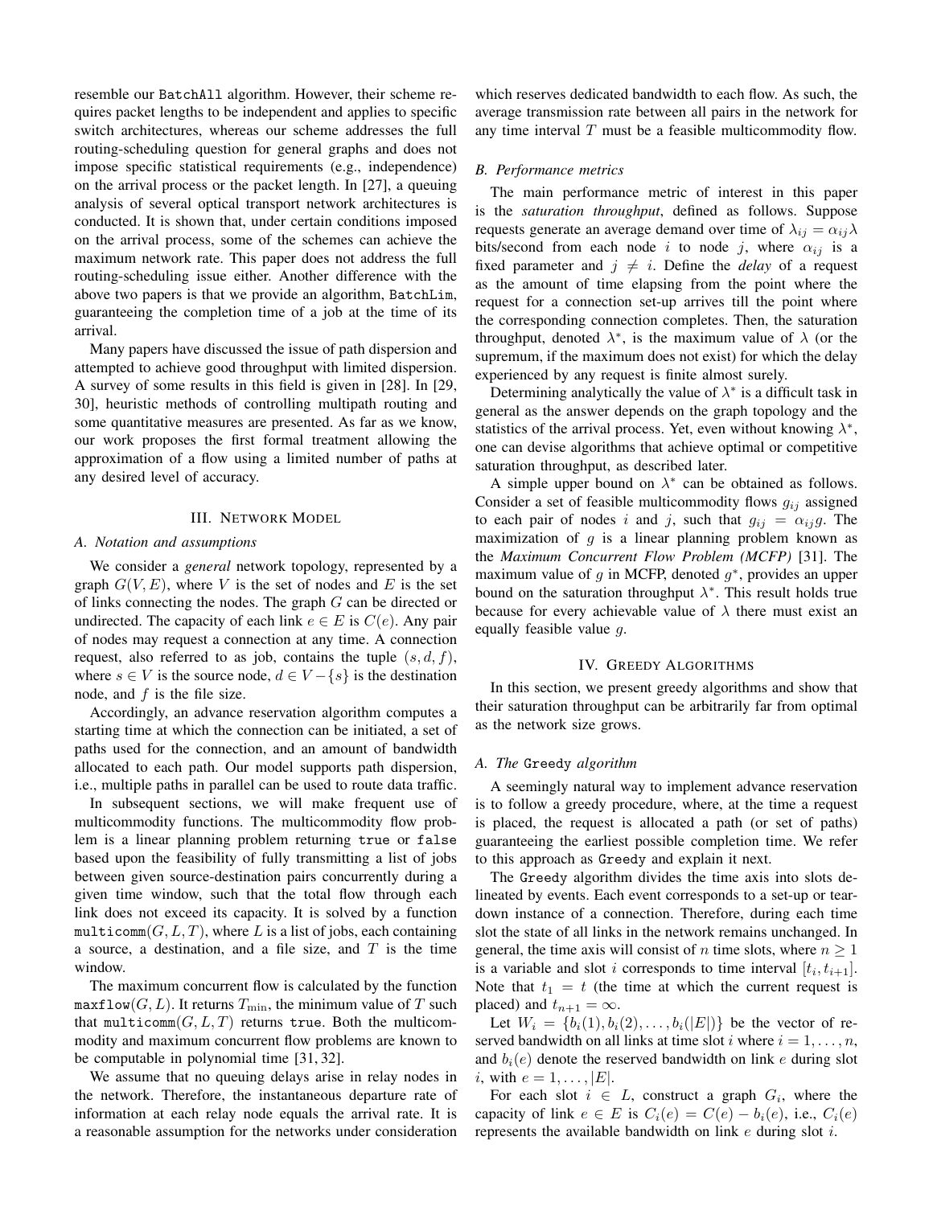resemble our BatchAll algorithm. However, their scheme requires packet lengths to be independent and applies to specific switch architectures, whereas our scheme addresses the full routing-scheduling question for general graphs and does not impose specific statistical requirements (e.g., independence) on the arrival process or the packet length. In [27], a queuing analysis of several optical transport network architectures is conducted. It is shown that, under certain conditions imposed on the arrival process, some of the schemes can achieve the maximum network rate. This paper does not address the full routing-scheduling issue either. Another difference with the above two papers is that we provide an algorithm, BatchLim, guaranteeing the completion time of a job at the time of its arrival.

Many papers have discussed the issue of path dispersion and attempted to achieve good throughput with limited dispersion. A survey of some results in this field is given in [28]. In [29, 30], heuristic methods of controlling multipath routing and some quantitative measures are presented. As far as we know, our work proposes the first formal treatment allowing the approximation of a flow using a limited number of paths at any desired level of accuracy.

## III. Network Model

### A. Notation and assumptions

We consider a *general* network topology, represented by a graph $G(V, E)$, where $V$ is the set of nodes and $E$ is the set of links connecting the nodes. The graph $G$ can be directed or undirected. The capacity of each link $e \in E$ is $C(e)$. Any pair of nodes may request a connection at any time. A connection request, also referred to as job, contains the tuple $(s, d, f)$, where $s \in V$ is the source node, $d \in V - \{s\}$ is the destination node, and $f$ is the file size.

Accordingly, an advance reservation algorithm computes a starting time at which the connection can be initiated, a set of paths used for the connection, and an amount of bandwidth allocated to each path. Our model supports path dispersion, i.e., multiple paths in parallel can be used to route data traffic.

In subsequent sections, we will make frequent use of multicommodity functions. The multicommodity flow problem is a linear planning problem returning true or false based upon the feasibility of fully transmitting a list of jobs between given source-destination pairs concurrently during a given time window, such that the total flow through each link does not exceed its capacity. It is solved by a function $\texttt{multicomm}(G, L, T)$, where $L$ is a list of jobs, each containing a source, a destination, and a file size, and $T$ is the time window.

The maximum concurrent flow is calculated by the function $\texttt{maxflow}(G, L)$. It returns $T_{\min}$, the minimum value of $T$ such that $\texttt{multicomm}(G, L, T)$ returns true. Both the multicommodity and maximum concurrent flow problems are known to be computable in polynomial time [31, 32].

We assume that no queuing delays arise in relay nodes in the network. Therefore, the instantaneous departure rate of information at each relay node equals the arrival rate. It is a reasonable assumption for the networks under consideration which reserves dedicated bandwidth to each flow. As such, the average transmission rate between all pairs in the network for any time interval $T$ must be a feasible multicommodity flow.

### B. Performance metrics

The main performance metric of interest in this paper is the *saturation throughput*, defined as follows. Suppose requests generate an average demand over time of $\lambda_{ij} = \alpha_{ij}\lambda$ bits/second from each node $i$ to node $j$, where $\alpha_{ij}$ is a fixed parameter and $j \neq i$. Define the *delay* of a request as the amount of time elapsing from the point where the request for a connection set-up arrives till the point where the corresponding connection completes. Then, the saturation throughput, denoted $\lambda^*$, is the maximum value of $\lambda$ (or the supremum, if the maximum does not exist) for which the delay experienced by any request is finite almost surely.

Determining analytically the value of $\lambda^*$ is a difficult task in general as the answer depends on the graph topology and the statistics of the arrival process. Yet, even without knowing $\lambda^*$, one can devise algorithms that achieve optimal or competitive saturation throughput, as described later.

A simple upper bound on $\lambda^*$ can be obtained as follows. Consider a set of feasible multicommodity flows $g_{ij}$ assigned to each pair of nodes $i$ and $j$, such that $g_{ij} = \alpha_{ij}g$. The maximization of $g$ is a linear planning problem known as the *Maximum Concurrent Flow Problem (MCFP)* [31]. The maximum value of $g$ in MCFP, denoted $g^*$, provides an upper bound on the saturation throughput $\lambda^*$. This result holds true because for every achievable value of $\lambda$ there must exist an equally feasible value $g$.

## IV. Greedy Algorithms

In this section, we present greedy algorithms and show that their saturation throughput can be arbitrarily far from optimal as the network size grows.

### A. The Greedy algorithm

A seemingly natural way to implement advance reservation is to follow a greedy procedure, where, at the time a request is placed, the request is allocated a path (or set of paths) guaranteeing the earliest possible completion time. We refer to this approach as Greedy and explain it next.

The Greedy algorithm divides the time axis into slots delineated by events. Each event corresponds to a set-up or tear-down instance of a connection. Therefore, during each time slot the state of all links in the network remains unchanged. In general, the time axis will consist of $n$ time slots, where $n \geq 1$ is a variable and slot $i$ corresponds to time interval $[t_i, t_{i+1}]$. Note that $t_1 = t$ (the time at which the current request is placed) and $t_{n+1} = \infty$.

Let $W_i = \{b_i(1), b_i(2), \ldots, b_i(|E|)\}$ be the vector of reserved bandwidth on all links at time slot $i$ where $i = 1, \ldots, n$, and $b_i(e)$ denote the reserved bandwidth on link $e$ during slot $i$, with $e = 1, \ldots, |E|$.

For each slot $i \in L$, construct a graph $G_i$, where the capacity of link $e \in E$ is $C_i(e) = C(e) - b_i(e)$, i.e., $C_i(e)$ represents the available bandwidth on link $e$ during slot $i$.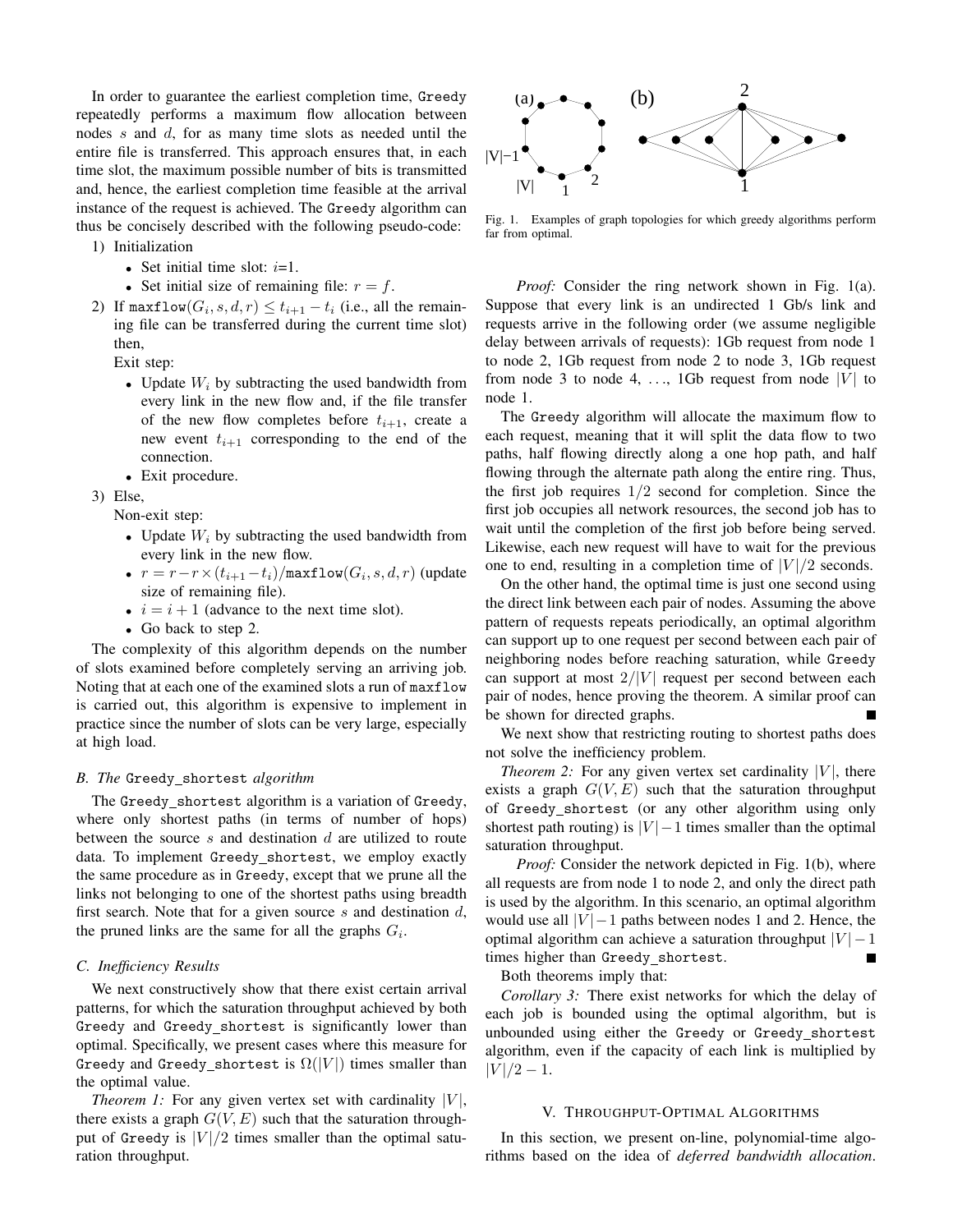In order to guarantee the earliest completion time, `Greedy` repeatedly performs a maximum flow allocation between nodes $s$ and $d$, for as many time slots as needed until the entire file is transferred. This approach ensures that, in each time slot, the maximum possible number of bits is transmitted and, hence, the earliest completion time feasible at the arrival instance of the request is achieved. The `Greedy` algorithm can thus be concisely described with the following pseudo-code:

1) Initialization
   - Set initial time slot: $i$=1.
   - Set initial size of remaining file: $r = f$.
2) If $\texttt{maxflow}(G_i, s, d, r) \leq t_{i+1} - t_i$ (i.e., all the remaining file can be transferred during the current time slot) then,

   Exit step:
   - Update $W_i$ by subtracting the used bandwidth from every link in the new flow and, if the file transfer of the new flow completes before $t_{i+1}$, create a new event $t_{i+1}$ corresponding to the end of the connection.
   - Exit procedure.
3) Else,

   Non-exit step:
   - Update $W_i$ by subtracting the used bandwidth from every link in the new flow.
   - $r = r - r \times (t_{i+1} - t_i)/\texttt{maxflow}(G_i, s, d, r)$ (update size of remaining file).
   - $i = i + 1$ (advance to the next time slot).
   - Go back to step 2.

The complexity of this algorithm depends on the number of slots examined before completely serving an arriving job. Noting that at each one of the examined slots a run of `maxflow` is carried out, this algorithm is expensive to implement in practice since the number of slots can be very large, especially at high load.

### B. The `Greedy_shortest` algorithm

The `Greedy_shortest` algorithm is a variation of `Greedy`, where only shortest paths (in terms of number of hops) between the source $s$ and destination $d$ are utilized to route data. To implement `Greedy_shortest`, we employ exactly the same procedure as in `Greedy`, except that we prune all the links not belonging to one of the shortest paths using breadth first search. Note that for a given source $s$ and destination $d$, the pruned links are the same for all the graphs $G_i$.

### C. Inefficiency Results

We next constructively show that there exist certain arrival patterns, for which the saturation throughput achieved by both `Greedy` and `Greedy_shortest` is significantly lower than optimal. Specifically, we present cases where this measure for `Greedy` and `Greedy_shortest` is $\Omega(|V|)$ times smaller than the optimal value.

*Theorem 1:* For any given vertex set with cardinality $|V|$, there exists a graph $G(V, E)$ such that the saturation throughput of `Greedy` is $|V|/2$ times smaller than the optimal saturation throughput.

Fig. 1. Examples of graph topologies for which greedy algorithms perform far from optimal.

*Proof:* Consider the ring network shown in Fig. 1(a). Suppose that every link is an undirected 1 Gb/s link and requests arrive in the following order (we assume negligible delay between arrivals of requests): 1Gb request from node 1 to node 2, 1Gb request from node 2 to node 3, 1Gb request from node 3 to node 4, ..., 1Gb request from node $|V|$ to node 1.

The `Greedy` algorithm will allocate the maximum flow to each request, meaning that it will split the data flow to two paths, half flowing directly along a one hop path, and half flowing through the alternate path along the entire ring. Thus, the first job requires $1/2$ second for completion. Since the first job occupies all network resources, the second job has to wait until the completion of the first job before being served. Likewise, each new request will have to wait for the previous one to end, resulting in a completion time of $|V|/2$ seconds.

On the other hand, the optimal time is just one second using the direct link between each pair of nodes. Assuming the above pattern of requests repeats periodically, an optimal algorithm can support up to one request per second between each pair of neighboring nodes before reaching saturation, while `Greedy` can support at most $2/|V|$ request per second between each pair of nodes, hence proving the theorem. A similar proof can be shown for directed graphs. ■

We next show that restricting routing to shortest paths does not solve the inefficiency problem.

*Theorem 2:* For any given vertex set cardinality $|V|$, there exists a graph $G(V, E)$ such that the saturation throughput of `Greedy_shortest` (or any other algorithm using only shortest path routing) is $|V| - 1$ times smaller than the optimal saturation throughput.

*Proof:* Consider the network depicted in Fig. 1(b), where all requests are from node 1 to node 2, and only the direct path is used by the algorithm. In this scenario, an optimal algorithm would use all $|V| - 1$ paths between nodes 1 and 2. Hence, the optimal algorithm can achieve a saturation throughput $|V| - 1$ times higher than `Greedy_shortest`. ■

Both theorems imply that:

*Corollary 3:* There exist networks for which the delay of each job is bounded using the optimal algorithm, but is unbounded using either the `Greedy` or `Greedy_shortest` algorithm, even if the capacity of each link is multiplied by $|V|/2 - 1$.

## V. Throughput-Optimal Algorithms

In this section, we present on-line, polynomial-time algorithms based on the idea of *deferred bandwidth allocation*.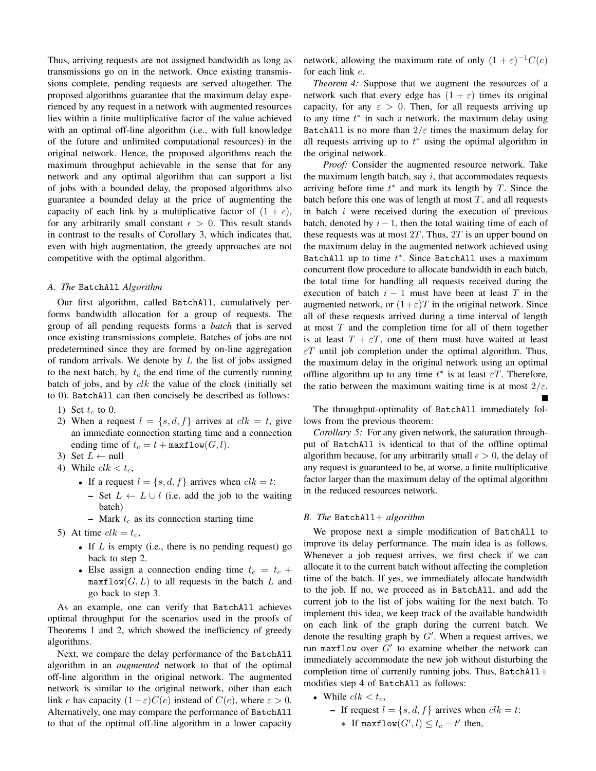Thus, arriving requests are not assigned bandwidth as long as transmissions go on in the network. Once existing transmissions complete, pending requests are served altogether. The proposed algorithms guarantee that the maximum delay experienced by any request in a network with augmented resources lies within a finite multiplicative factor of the value achieved with an optimal off-line algorithm (i.e., with full knowledge of the future and unlimited computational resources) in the original network. Hence, the proposed algorithms reach the maximum throughput achievable in the sense that for any network and any optimal algorithm that can support a list of jobs with a bounded delay, the proposed algorithms also guarantee a bounded delay at the price of augmenting the capacity of each link by a multiplicative factor of $(1 + \epsilon)$, for any arbitrarily small constant $\epsilon > 0$. This result stands in contrast to the results of Corollary 3, which indicates that, even with high augmentation, the greedy approaches are not competitive with the optimal algorithm.

### A. The `BatchAll` Algorithm

Our first algorithm, called `BatchAll`, cumulatively performs bandwidth allocation for a group of requests. The group of all pending requests forms a *batch* that is served once existing transmissions complete. Batches of jobs are not predetermined since they are formed by on-line aggregation of random arrivals. We denote by $L$ the list of jobs assigned to the next batch, by $t_c$ the end time of the currently running batch of jobs, and by $clk$ the value of the clock (initially set to 0). `BatchAll` can then concisely be described as follows:

1) Set $t_c$ to 0.
2) When a request $l = \{s, d, f\}$ arrives at $clk = t$, give an immediate connection starting time and a connection ending time of $t_c = t + \texttt{maxflow}(G, l)$.
3) Set $L \leftarrow$ null
4) While $clk < t_c$,
   - If a request $l = \{s, d, f\}$ arrives when $clk = t$:
     - Set $L \leftarrow L \cup l$ (i.e. add the job to the waiting batch)
     - Mark $t_c$ as its connection starting time
5) At time $clk = t_c$,
   - If $L$ is empty (i.e., there is no pending request) go back to step 2.
   - Else assign a connection ending time $t_c = t_c + \texttt{maxflow}(G, L)$ to all requests in the batch $L$ and go back to step 3.

As an example, one can verify that `BatchAll` achieves optimal throughput for the scenarios used in the proofs of Theorems 1 and 2, which showed the inefficiency of greedy algorithms.

Next, we compare the delay performance of the `BatchAll` algorithm in an *augmented* network to that of the optimal off-line algorithm in the original network. The augmented network is similar to the original network, other than each link $e$ has capacity $(1+\varepsilon)C(e)$ instead of $C(e)$, where $\varepsilon > 0$. Alternatively, one may compare the performance of `BatchAll` to that of the optimal off-line algorithm in a lower capacity network, allowing the maximum rate of only $(1 + \varepsilon)^{-1}C(e)$ for each link $e$.

*Theorem 4:* Suppose that we augment the resources of a network such that every edge has $(1 + \varepsilon)$ times its original capacity, for any $\varepsilon > 0$. Then, for all requests arriving up to any time $t^*$ in such a network, the maximum delay using `BatchAll` is no more than $2/\varepsilon$ times the maximum delay for all requests arriving up to $t^*$ using the optimal algorithm in the original network.

*Proof:* Consider the augmented resource network. Take the maximum length batch, say $i$, that accommodates requests arriving before time $t^*$ and mark its length by $T$. Since the batch before this one was of length at most $T$, and all requests in batch $i$ were received during the execution of previous batch, denoted by $i-1$, then the total waiting time of each of these requests was at most $2T$. Thus, $2T$ is an upper bound on the maximum delay in the augmented network achieved using `BatchAll` up to time $t^*$. Since `BatchAll` uses a maximum concurrent flow procedure to allocate bandwidth in each batch, the total time for handling all requests received during the execution of batch $i-1$ must have been at least $T$ in the augmented network, or $(1+\varepsilon)T$ in the original network. Since all of these requests arrived during a time interval of length at most $T$ and the completion time for all of them together is at least $T + \varepsilon T$, one of them must have waited at least $\varepsilon T$ until job completion under the optimal algorithm. Thus, the maximum delay in the original network using an optimal offline algorithm up to any time $t^*$ is at least $\varepsilon T$. Therefore, the ratio between the maximum waiting time is at most $2/\varepsilon$. ∎

The throughput-optimality of `BatchAll` immediately follows from the previous theorem:

*Corollary 5:* For any given network, the saturation throughput of `BatchAll` is identical to that of the offline optimal algorithm because, for any arbitrarily small $\epsilon > 0$, the delay of any request is guaranteed to be, at worse, a finite multiplicative factor larger than the maximum delay of the optimal algorithm in the reduced resources network.

### B. The `BatchAll+` algorithm

We propose next a simple modification of `BatchAll` to improve its delay performance. The main idea is as follows. Whenever a job request arrives, we first check if we can allocate it to the current batch without affecting the completion time of the batch. If yes, we immediately allocate bandwidth to the job. If no, we proceed as in `BatchAll`, and add the current job to the list of jobs waiting for the next batch. To implement this idea, we keep track of the available bandwidth on each link of the graph during the current batch. We denote the resulting graph by $G'$. When a request arrives, we run `maxflow` over $G'$ to examine whether the network can immediately accommodate the new job without disturbing the completion time of currently running jobs. Thus, `BatchAll+` modifies step 4 of `BatchAll` as follows:

- While $clk < t_c$,
  - If request $l = \{s, d, f\}$ arrives when $clk = t$:
    - If $\texttt{maxflow}(G', l) \leq t_c - t'$ then,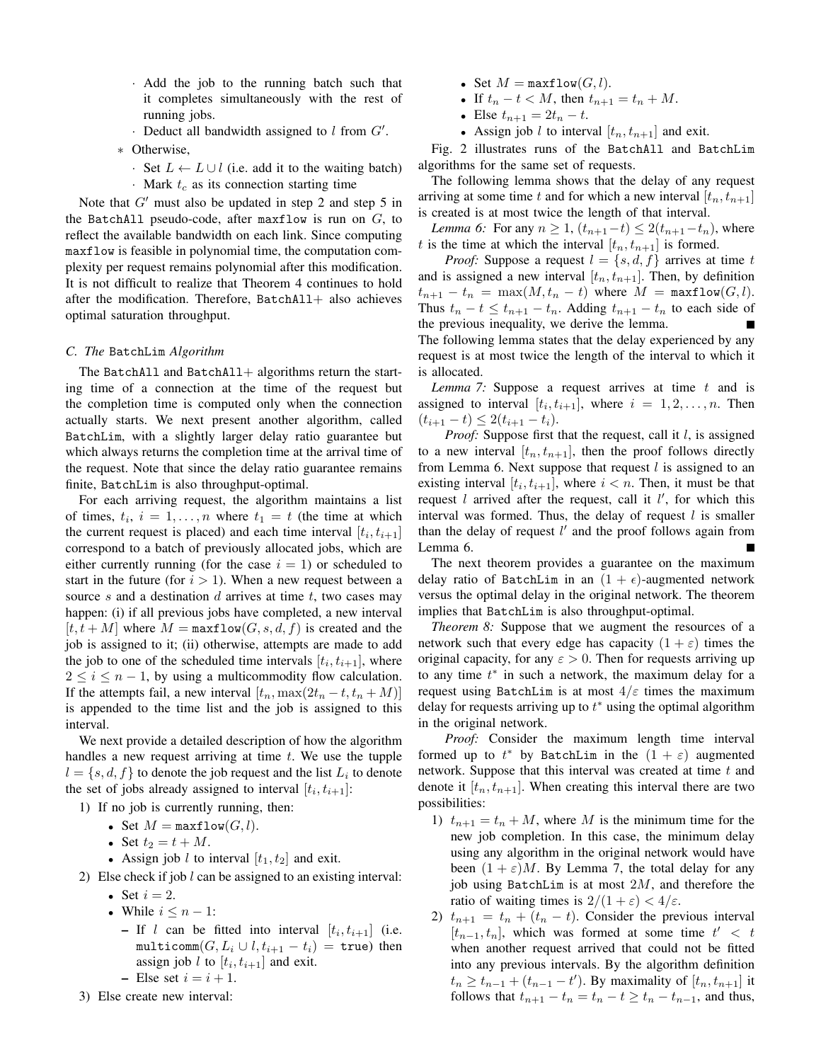- Add the job to the running batch such that it completes simultaneously with the rest of running jobs.
- Deduct all bandwidth assigned to $l$ from $G'$.

∗ Otherwise,

- Set $L \leftarrow L \cup l$ (i.e. add it to the waiting batch)
- Mark $t_c$ as its connection starting time

Note that $G'$ must also be updated in step 2 and step 5 in the BatchAll pseudo-code, after maxflow is run on $G$, to reflect the available bandwidth on each link. Since computing maxflow is feasible in polynomial time, the computation complexity per request remains polynomial after this modification. It is not difficult to realize that Theorem 4 continues to hold after the modification. Therefore, BatchAll+ also achieves optimal saturation throughput.

### C. The BatchLim Algorithm

The BatchAll and BatchAll+ algorithms return the starting time of a connection at the time of the request but the completion time is computed only when the connection actually starts. We next present another algorithm, called BatchLim, with a slightly larger delay ratio guarantee but which always returns the completion time at the arrival time of the request. Note that since the delay ratio guarantee remains finite, BatchLim is also throughput-optimal.

For each arriving request, the algorithm maintains a list of times, $t_i$, $i = 1, \ldots, n$ where $t_1 = t$ (the time at which the current request is placed) and each time interval $[t_i, t_{i+1}]$ correspond to a batch of previously allocated jobs, which are either currently running (for the case $i = 1$) or scheduled to start in the future (for $i > 1$). When a new request between a source $s$ and a destination $d$ arrives at time $t$, two cases may happen: (i) if all previous jobs have completed, a new interval $[t, t + M]$ where $M = \texttt{maxflow}(G, s, d, f)$ is created and the job is assigned to it; (ii) otherwise, attempts are made to add the job to one of the scheduled time intervals $[t_i, t_{i+1}]$, where $2 \leq i \leq n - 1$, by using a multicommodity flow calculation. If the attempts fail, a new interval $[t_n, \max(2t_n - t, t_n + M)]$ is appended to the time list and the job is assigned to this interval.

We next provide a detailed description of how the algorithm handles a new request arriving at time $t$. We use the tupple $l = \{s, d, f\}$ to denote the job request and the list $L_i$ to denote the set of jobs already assigned to interval $[t_i, t_{i+1}]$:

1) If no job is currently running, then:
   - Set $M = \texttt{maxflow}(G, l)$.
   - Set $t_2 = t + M$.
   - Assign job $l$ to interval $[t_1, t_2]$ and exit.
2) Else check if job $l$ can be assigned to an existing interval:
   - Set $i = 2$.
   - While $i \leq n - 1$:
     - If $l$ can be fitted into interval $[t_i, t_{i+1}]$ (i.e. $\texttt{multicomm}(G, L_i \cup l, t_{i+1} - t_i) = \texttt{true}$) then assign job $l$ to $[t_i, t_{i+1}]$ and exit.
     - Else set $i = i + 1$.
3) Else create new interval:
   - Set $M = \texttt{maxflow}(G, l)$.
   - If $t_n - t < M$, then $t_{n+1} = t_n + M$.
   - Else $t_{n+1} = 2t_n - t$.
   - Assign job $l$ to interval $[t_n, t_{n+1}]$ and exit.

Fig. 2 illustrates runs of the BatchAll and BatchLim algorithms for the same set of requests.

The following lemma shows that the delay of any request arriving at some time $t$ and for which a new interval $[t_n, t_{n+1}]$ is created is at most twice the length of that interval.

*Lemma 6:* For any $n \geq 1$, $(t_{n+1} - t) \leq 2(t_{n+1} - t_n)$, where $t$ is the time at which the interval $[t_n, t_{n+1}]$ is formed.

*Proof:* Suppose a request $l = \{s, d, f\}$ arrives at time $t$ and is assigned a new interval $[t_n, t_{n+1}]$. Then, by definition $t_{n+1} - t_n = \max(M, t_n - t)$ where $M = \texttt{maxflow}(G, l)$. Thus $t_n - t \leq t_{n+1} - t_n$. Adding $t_{n+1} - t_n$ to each side of the previous inequality, we derive the lemma. ■

The following lemma states that the delay experienced by any request is at most twice the length of the interval to which it is allocated.

*Lemma 7:* Suppose a request arrives at time $t$ and is assigned to interval $[t_i, t_{i+1}]$, where $i = 1, 2, \ldots, n$. Then $(t_{i+1} - t) \leq 2(t_{i+1} - t_i)$.

*Proof:* Suppose first that the request, call it $l$, is assigned to a new interval $[t_n, t_{n+1}]$, then the proof follows directly from Lemma 6. Next suppose that request $l$ is assigned to an existing interval $[t_i, t_{i+1}]$, where $i < n$. Then, it must be that request $l$ arrived after the request, call it $l'$, for which this interval was formed. Thus, the delay of request $l$ is smaller than the delay of request $l'$ and the proof follows again from Lemma 6. ■

The next theorem provides a guarantee on the maximum delay ratio of BatchLim in an $(1 + \epsilon)$-augmented network versus the optimal delay in the original network. The theorem implies that BatchLim is also throughput-optimal.

*Theorem 8:* Suppose that we augment the resources of a network such that every edge has capacity $(1 + \varepsilon)$ times the original capacity, for any $\varepsilon > 0$. Then for requests arriving up to any time $t^*$ in such a network, the maximum delay for a request using BatchLim is at most $4/\varepsilon$ times the maximum delay for requests arriving up to $t^*$ using the optimal algorithm in the original network.

*Proof:* Consider the maximum length time interval formed up to $t^*$ by BatchLim in the $(1 + \varepsilon)$ augmented network. Suppose that this interval was created at time $t$ and denote it $[t_n, t_{n+1}]$. When creating this interval there are two possibilities:

1) $t_{n+1} = t_n + M$, where $M$ is the minimum time for the new job completion. In this case, the minimum delay using any algorithm in the original network would have been $(1 + \varepsilon)M$. By Lemma 7, the total delay for any job using BatchLim is at most $2M$, and therefore the ratio of waiting times is $2/(1 + \varepsilon) < 4/\varepsilon$.
2) $t_{n+1} = t_n + (t_n - t)$. Consider the previous interval $[t_{n-1}, t_n]$, which was formed at some time $t' < t$ when another request arrived that could not be fitted into any previous intervals. By the algorithm definition $t_n \geq t_{n-1} + (t_{n-1} - t')$. By maximality of $[t_n, t_{n+1}]$ it follows that $t_{n+1} - t_n = t_n - t \geq t_n - t_{n-1}$, and thus,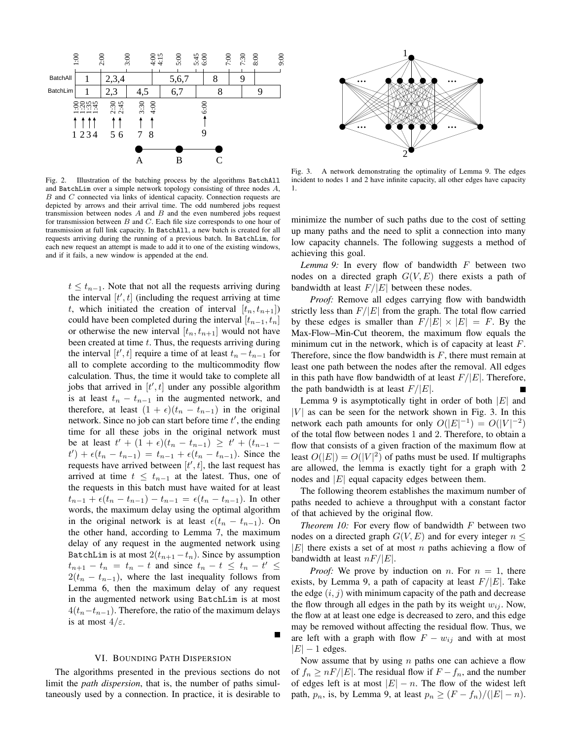Fig. 2. Illustration of the batching process by the algorithms BatchAll and BatchLim over a simple network topology consisting of three nodes $A$, $B$ and $C$ connected via links of identical capacity. Connection requests are depicted by arrows and their arrival time. The odd numbered jobs request transmission between nodes $A$ and $B$ and the even numbered jobs request for transmission between $B$ and $C$. Each file size corresponds to one hour of transmission at full link capacity. In BatchAll, a new batch is created for all requests arriving during the running of a previous batch. In BatchLim, for each new request an attempt is made to add it to one of the existing windows, and if it fails, a new window is appended at the end.

Fig. 3. A network demonstrating the optimality of Lemma 9. The edges incident to nodes 1 and 2 have infinite capacity, all other edges have capacity 1.

$t \leq t_{n-1}$. Note that not all the requests arriving during the interval $[t', t]$ (including the request arriving at time $t$, which initiated the creation of interval $[t_n, t_{n+1}]$) could have been completed during the interval $[t_{n-1}, t_n]$ or otherwise the new interval $[t_n, t_{n+1}]$ would not have been created at time $t$. Thus, the requests arriving during the interval $[t', t]$ require a time of at least $t_n - t_{n-1}$ for all to complete according to the multicommodity flow calculation. Thus, the time it would take to complete all jobs that arrived in $[t', t]$ under any possible algorithm is at least $t_n - t_{n-1}$ in the augmented network, and therefore, at least $(1+\epsilon)(t_n - t_{n-1})$ in the original network. Since no job can start before time $t'$, the ending time for all these jobs in the original network must be at least $t' + (1+\epsilon)(t_n - t_{n-1}) \geq t' + (t_{n-1} - t') + \epsilon(t_n - t_{n-1}) = t_{n-1} + \epsilon(t_n - t_{n-1})$. Since the requests have arrived between $[t', t]$, the last request has arrived at time $t \leq t_{n-1}$ at the latest. Thus, one of the requests in this batch must have waited for at least $t_{n-1} + \epsilon(t_n - t_{n-1}) - t_{n-1} = \epsilon(t_n - t_{n-1})$. In other words, the maximum delay using the optimal algorithm in the original network is at least $\epsilon(t_n - t_{n-1})$. On the other hand, according to Lemma 7, the maximum delay of any request in the augmented network using BatchLim is at most $2(t_{n+1} - t_n)$. Since by assumption $t_{n+1} - t_n = t_n - t$ and since $t_n - t \leq t_n - t' \leq 2(t_n - t_{n-1})$, where the last inequality follows from Lemma 6, then the maximum delay of any request in the augmented network using BatchLim is at most $4(t_n - t_{n-1})$. Therefore, the ratio of the maximum delays is at most $4/\varepsilon$. ■

## VI. Bounding Path Dispersion

The algorithms presented in the previous sections do not limit the *path dispersion*, that is, the number of paths simultaneously used by a connection. In practice, it is desirable to minimize the number of such paths due to the cost of setting up many paths and the need to split a connection into many low capacity channels. The following suggests a method of achieving this goal.

*Lemma 9:* In every flow of bandwidth $F$ between two nodes on a directed graph $G(V, E)$ there exists a path of bandwidth at least $F/|E|$ between these nodes.

*Proof:* Remove all edges carrying flow with bandwidth strictly less than $F/|E|$ from the graph. The total flow carried by these edges is smaller than $F/|E| \times |E| = F$. By the Max-Flow–Min-Cut theorem, the maximum flow equals the minimum cut in the network, which is of capacity at least $F$. Therefore, since the flow bandwidth is $F$, there must remain at least one path between the nodes after the removal. All edges in this path have flow bandwidth of at least $F/|E|$. Therefore, the path bandwidth is at least $F/|E|$. ■

Lemma 9 is asymptotically tight in order of both $|E|$ and $|V|$ as can be seen for the network shown in Fig. 3. In this network each path amounts for only $O(|E|^{-1}) = O(|V|^{-2})$ of the total flow between nodes 1 and 2. Therefore, to obtain a flow that consists of a given fraction of the maximum flow at least $O(|E|) = O(|V|^2)$ of paths must be used. If multigraphs are allowed, the lemma is exactly tight for a graph with 2 nodes and $|E|$ equal capacity edges between them.

The following theorem establishes the maximum number of paths needed to achieve a throughput with a constant factor of that achieved by the original flow.

*Theorem 10:* For every flow of bandwidth $F$ between two nodes on a directed graph $G(V, E)$ and for every integer $n \leq |E|$ there exists a set of at most $n$ paths achieving a flow of bandwidth at least $nF/|E|$.

*Proof:* We prove by induction on $n$. For $n = 1$, there exists, by Lemma 9, a path of capacity at least $F/|E|$. Take the edge $(i, j)$ with minimum capacity of the path and decrease the flow through all edges in the path by its weight $w_{ij}$. Now, the flow at at least one edge is decreased to zero, and this edge may be removed without affecting the residual flow. Thus, we are left with a graph with flow $F - w_{ij}$ and with at most $|E| - 1$ edges.

Now assume that by using $n$ paths one can achieve a flow of $f_n \geq nF/|E|$. The residual flow if $F - f_n$, and the number of edges left is at most $|E| - n$. The flow of the widest left path, $p_n$, is, by Lemma 9, at least $p_n \geq (F - f_n)/(|E| - n)$.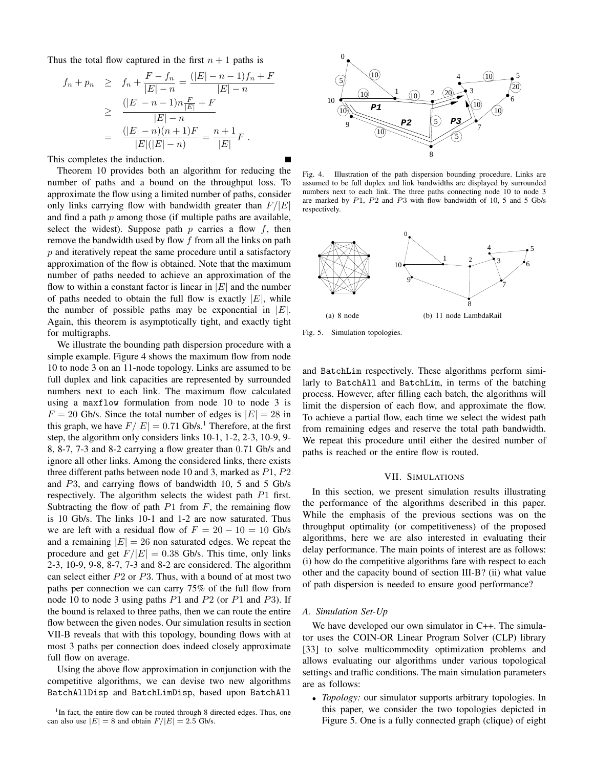Thus the total flow captured in the first $n+1$ paths is

$$
\begin{aligned}
f_n + p_n &\geq f_n + \frac{F - f_n}{|E| - n} = \frac{(|E| - n - 1) f_n + F}{|E| - n} \\
&\geq \frac{(|E| - n - 1) n \frac{F}{|E|} + F}{|E| - n} \\
&= \frac{(|E| - n)(n+1)F}{|E|(|E| - n)} = \frac{n+1}{|E|} F \,.
\end{aligned}
$$

This completes the induction. ■

Theorem 10 provides both an algorithm for reducing the number of paths and a bound on the throughput loss. To approximate the flow using a limited number of paths, consider only links carrying flow with bandwidth greater than $F/|E|$ and find a path $p$ among those (if multiple paths are available, select the widest). Suppose path $p$ carries a flow $f$, then remove the bandwidth used by flow $f$ from all the links on path $p$ and iteratively repeat the same procedure until a satisfactory approximation of the flow is obtained. Note that the maximum number of paths needed to achieve an approximation of the flow to within a constant factor is linear in $|E|$ and the number of paths needed to obtain the full flow is exactly $|E|$, while the number of possible paths may be exponential in $|E|$. Again, this theorem is asymptotically tight, and exactly tight for multigraphs.

We illustrate the bounding path dispersion procedure with a simple example. Figure 4 shows the maximum flow from node 10 to node 3 on an 11-node topology. Links are assumed to be full duplex and link capacities are represented by surrounded numbers next to each link. The maximum flow calculated using a `maxflow` formulation from node 10 to node 3 is $F = 20$ Gb/s. Since the total number of edges is $|E| = 28$ in this graph, we have $F/|E| = 0.71$ Gb/s.[1] Therefore, at the first step, the algorithm only considers links 10-1, 1-2, 2-3, 10-9, 9-8, 8-7, 7-3 and 8-2 carrying a flow greater than 0.71 Gb/s and ignore all other links. Among the considered links, there exists three different paths between node 10 and 3, marked as $P1$, $P2$ and $P3$, and carrying flows of bandwidth 10, 5 and 5 Gb/s respectively. The algorithm selects the widest path $P1$ first. Subtracting the flow of path $P1$ from $F$, the remaining flow is 10 Gb/s. The links 10-1 and 1-2 are now saturated. Thus we are left with a residual flow of $F = 20 - 10 = 10$ Gb/s and a remaining $|E| = 26$ non saturated edges. We repeat the procedure and get $F/|E| = 0.38$ Gb/s. This time, only links 2-3, 10-9, 9-8, 8-7, 7-3 and 8-2 are considered. The algorithm can select either $P2$ or $P3$. Thus, with a bound of at most two paths per connection we can carry 75% of the full flow from node 10 to node 3 using paths $P1$ and $P2$ (or $P1$ and $P3$). If the bound is relaxed to three paths, then we can route the entire flow between the given nodes. Our simulation results in section VII-B reveals that with this topology, bounding flows with at most 3 paths per connection does indeed closely approximate full flow on average.

Using the above flow approximation in conjunction with the competitive algorithms, we can devise two new algorithms `BatchAllDisp` and `BatchLimDisp`, based upon `BatchAll` and `BatchLim` respectively. These algorithms perform similarly to `BatchAll` and `BatchLim`, in terms of the batching process. However, after filling each batch, the algorithms will limit the dispersion of each flow, and approximate the flow. To achieve a partial flow, each time we select the widest path from remaining edges and reserve the total path bandwidth. We repeat this procedure until either the desired number of paths is reached or the entire flow is routed.

[1] In fact, the entire flow can be routed through 8 directed edges. Thus, one can also use $|E| = 8$ and obtain $F/|E| = 2.5$ Gb/s.

Fig. 4. Illustration of the path dispersion bounding procedure. Links are assumed to be full duplex and link bandwidths are displayed by surrounded numbers next to each link. The three paths connecting node 10 to node 3 are marked by $P1$, $P2$ and $P3$ with flow bandwidth of 10, 5 and 5 Gb/s respectively.

(a) 8 node (b) 11 node LambdaRail

Fig. 5. Simulation topologies.

## VII. Simulations

In this section, we present simulation results illustrating the performance of the algorithms described in this paper. While the emphasis of the previous sections was on the throughput optimality (or competitiveness) of the proposed algorithms, here we are also interested in evaluating their delay performance. The main points of interest are as follows: (i) how do the competitive algorithms fare with respect to each other and the capacity bound of section III-B? (ii) what value of path dispersion is needed to ensure good performance?

### A. Simulation Set-Up

We have developed our own simulator in C++. The simulator uses the COIN-OR Linear Program Solver (CLP) library [33] to solve multicommodity optimization problems and allows evaluating our algorithms under various topological settings and traffic conditions. The main simulation parameters are as follows:

- *Topology:* our simulator supports arbitrary topologies. In this paper, we consider the two topologies depicted in Figure 5. One is a fully connected graph (clique) of eight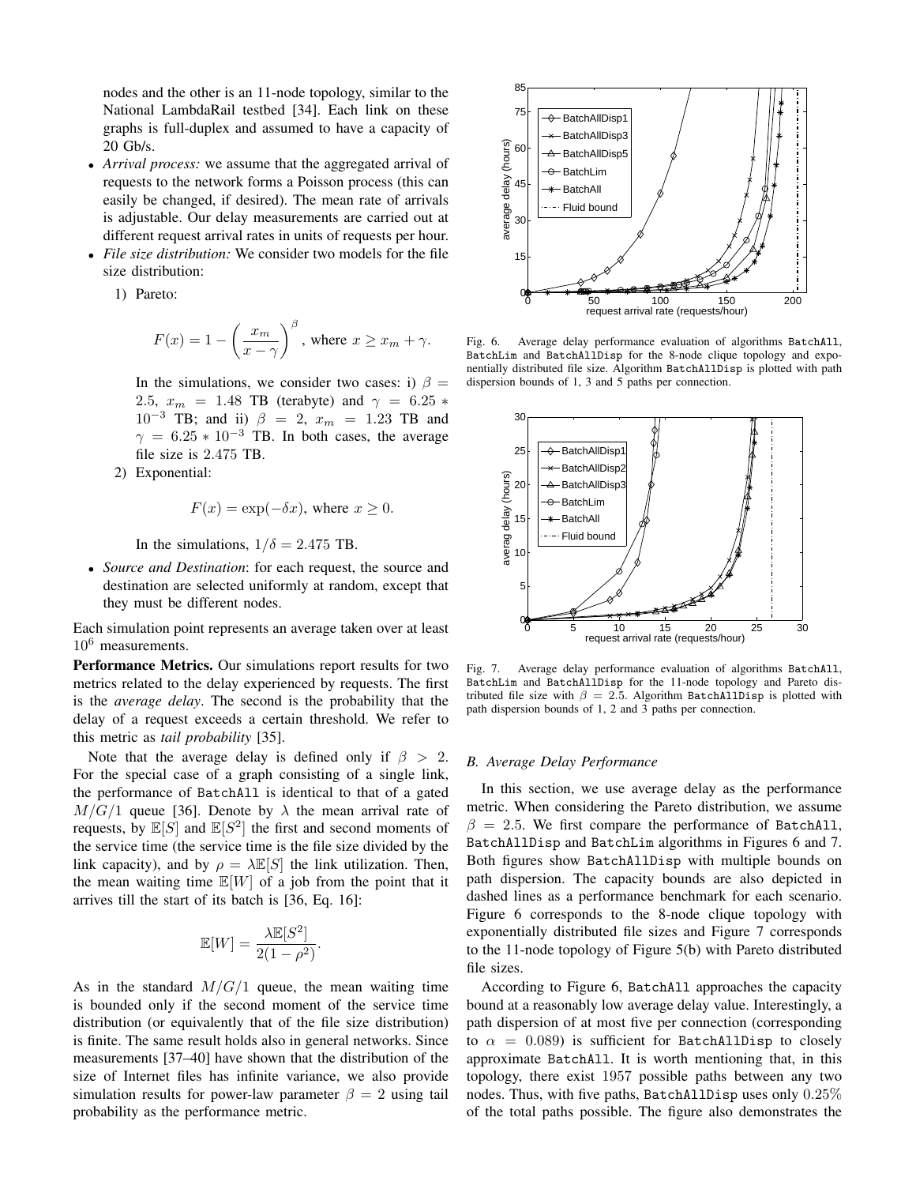nodes and the other is an 11-node topology, similar to the National LambdaRail testbed [34]. Each link on these graphs is full-duplex and assumed to have a capacity of 20 Gb/s.

- *Arrival process:* we assume that the aggregated arrival of requests to the network forms a Poisson process (this can easily be changed, if desired). The mean rate of arrivals is adjustable. Our delay measurements are carried out at different request arrival rates in units of requests per hour.
- *File size distribution:* We consider two models for the file size distribution:
  1) Pareto:

  $$F(x) = 1 - \left(\frac{x_m}{x - \gamma}\right)^{\beta}, \text{ where } x \geq x_m + \gamma.$$

  In the simulations, we consider two cases: i) $\beta = 2.5$, $x_m = 1.48$ TB (terabyte) and $\gamma = 6.25 * 10^{-3}$ TB; and ii) $\beta = 2$, $x_m = 1.23$ TB and $\gamma = 6.25 * 10^{-3}$ TB. In both cases, the average file size is 2.475 TB.

  2) Exponential:

  $$F(x) = \exp(-\delta x), \text{ where } x \geq 0.$$

  In the simulations, $1/\delta = 2.475$ TB.
- *Source and Destination*: for each request, the source and destination are selected uniformly at random, except that they must be different nodes.

Each simulation point represents an average taken over at least $10^6$ measurements.

**Performance Metrics.** Our simulations report results for two metrics related to the delay experienced by requests. The first is the *average delay*. The second is the probability that the delay of a request exceeds a certain threshold. We refer to this metric as *tail probability* [35].

Note that the average delay is defined only if $\beta > 2$. For the special case of a graph consisting of a single link, the performance of BatchAll is identical to that of a gated $M/G/1$ queue [36]. Denote by $\lambda$ the mean arrival rate of requests, by $\mathbb{E}[S]$ and $\mathbb{E}[S^2]$ the first and second moments of the service time (the service time is the file size divided by the link capacity), and by $\rho = \lambda\mathbb{E}[S]$ the link utilization. Then, the mean waiting time $\mathbb{E}[W]$ of a job from the point that it arrives till the start of its batch is [36, Eq. 16]:

$$\mathbb{E}[W] = \frac{\lambda\mathbb{E}[S^2]}{2(1-\rho^2)}.$$

As in the standard $M/G/1$ queue, the mean waiting time is bounded only if the second moment of the service time distribution (or equivalently that of the file size distribution) is finite. The same result holds also in general networks. Since measurements [37–40] have shown that the distribution of the size of Internet files has infinite variance, we also provide simulation results for power-law parameter $\beta = 2$ using tail probability as the performance metric.

Fig. 6. Average delay performance evaluation of algorithms BatchAll, BatchLim and BatchAllDisp for the 8-node clique topology and exponentially distributed file size. Algorithm BatchAllDisp is plotted with path dispersion bounds of 1, 3 and 5 paths per connection.

Fig. 7. Average delay performance evaluation of algorithms BatchAll, BatchLim and BatchAllDisp for the 11-node topology and Pareto distributed file size with $\beta = 2.5$. Algorithm BatchAllDisp is plotted with path dispersion bounds of 1, 2 and 3 paths per connection.

### B. Average Delay Performance

In this section, we use average delay as the performance metric. When considering the Pareto distribution, we assume $\beta = 2.5$. We first compare the performance of BatchAll, BatchAllDisp and BatchLim algorithms in Figures 6 and 7. Both figures show BatchAllDisp with multiple bounds on path dispersion. The capacity bounds are also depicted in dashed lines as a performance benchmark for each scenario. Figure 6 corresponds to the 8-node clique topology with exponentially distributed file sizes and Figure 7 corresponds to the 11-node topology of Figure 5(b) with Pareto distributed file sizes.

According to Figure 6, BatchAll approaches the capacity bound at a reasonably low average delay value. Interestingly, a path dispersion of at most five per connection (corresponding to $\alpha = 0.089$) is sufficient for BatchAllDisp to closely approximate BatchAll. It is worth mentioning that, in this topology, there exist 1957 possible paths between any two nodes. Thus, with five paths, BatchAllDisp uses only 0.25% of the total paths possible. The figure also demonstrates the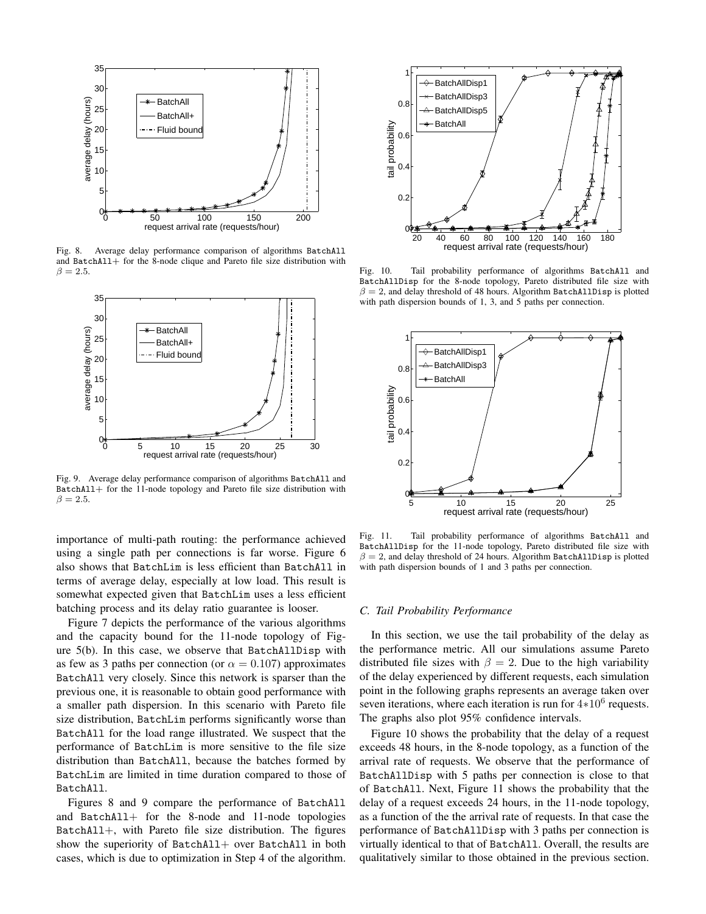Fig. 8. Average delay performance comparison of algorithms BatchAll and BatchAll+ for the 8-node clique and Pareto file size distribution with $\beta = 2.5$.

Fig. 9. Average delay performance comparison of algorithms BatchAll and BatchAll+ for the 11-node topology and Pareto file size distribution with $\beta = 2.5$.

Fig. 10. Tail probability performance of algorithms BatchAll and BatchAllDisp for the 8-node topology, Pareto distributed file size with $\beta = 2$, and delay threshold of 48 hours. Algorithm BatchAllDisp is plotted with path dispersion bounds of 1, 3, and 5 paths per connection.

Fig. 11. Tail probability performance of algorithms BatchAll and BatchAllDisp for the 11-node topology, Pareto distributed file size with $\beta = 2$, and delay threshold of 24 hours. Algorithm BatchAllDisp is plotted with path dispersion bounds of 1 and 3 paths per connection.

importance of multi-path routing: the performance achieved using a single path per connections is far worse. Figure 6 also shows that BatchLim is less efficient than BatchAll in terms of average delay, especially at low load. This result is somewhat expected given that BatchLim uses a less efficient batching process and its delay ratio guarantee is looser.

Figure 7 depicts the performance of the various algorithms and the capacity bound for the 11-node topology of Figure 5(b). In this case, we observe that BatchAllDisp with as few as 3 paths per connection (or $\alpha = 0.107$) approximates BatchAll very closely. Since this network is sparser than the previous one, it is reasonable to obtain good performance with a smaller path dispersion. In this scenario with Pareto file size distribution, BatchLim performs significantly worse than BatchAll for the load range illustrated. We suspect that the performance of BatchLim is more sensitive to the file size distribution than BatchAll, because the batches formed by BatchLim are limited in time duration compared to those of BatchAll.

Figures 8 and 9 compare the performance of BatchAll and BatchAll+ for the 8-node and 11-node topologies BatchAll+, with Pareto file size distribution. The figures show the superiority of BatchAll+ over BatchAll in both cases, which is due to optimization in Step 4 of the algorithm.

### C. Tail Probability Performance

In this section, we use the tail probability of the delay as the performance metric. All our simulations assume Pareto distributed file sizes with $\beta = 2$. Due to the high variability of the delay experienced by different requests, each simulation point in the following graphs represents an average taken over seven iterations, where each iteration is run for $4 * 10^6$ requests. The graphs also plot 95% confidence intervals.

Figure 10 shows the probability that the delay of a request exceeds 48 hours, in the 8-node topology, as a function of the arrival rate of requests. We observe that the performance of BatchAllDisp with 5 paths per connection is close to that of BatchAll. Next, Figure 11 shows the probability that the delay of a request exceeds 24 hours, in the 11-node topology, as a function of the the arrival rate of requests. In that case the performance of BatchAllDisp with 3 paths per connection is virtually identical to that of BatchAll. Overall, the results are qualitatively similar to those obtained in the previous section.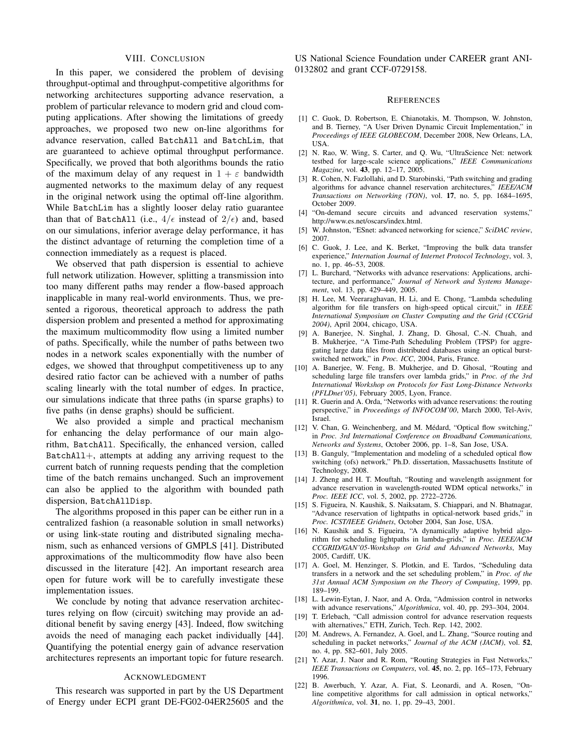## VIII. Conclusion

In this paper, we considered the problem of devising throughput-optimal and throughput-competitive algorithms for networking architectures supporting advance reservation, a problem of particular relevance to modern grid and cloud computing applications. After showing the limitations of greedy approaches, we proposed two new on-line algorithms for advance reservation, called BatchAll and BatchLim, that are guaranteed to achieve optimal throughput performance. Specifically, we proved that both algorithms bounds the ratio of the maximum delay of any request in $1 + \varepsilon$ bandwidth augmented networks to the maximum delay of any request in the original network using the optimal off-line algorithm. While BatchLim has a slightly looser delay ratio guarantee than that of BatchAll (i.e., $4/\epsilon$ instead of $2/\epsilon$) and, based on our simulations, inferior average delay performance, it has the distinct advantage of returning the completion time of a connection immediately as a request is placed.

We observed that path dispersion is essential to achieve full network utilization. However, splitting a transmission into too many different paths may render a flow-based approach inapplicable in many real-world environments. Thus, we presented a rigorous, theoretical approach to address the path dispersion problem and presented a method for approximating the maximum multicommodity flow using a limited number of paths. Specifically, while the number of paths between two nodes in a network scales exponentially with the number of edges, we showed that throughput competitiveness up to any desired ratio factor can be achieved with a number of paths scaling linearly with the total number of edges. In practice, our simulations indicate that three paths (in sparse graphs) to five paths (in dense graphs) should be sufficient.

We also provided a simple and practical mechanism for enhancing the delay performance of our main algorithm, BatchAll. Specifically, the enhanced version, called BatchAll+, attempts at adding any arriving request to the current batch of running requests pending that the completion time of the batch remains unchanged. Such an improvement can also be applied to the algorithm with bounded path dispersion, BatchAllDisp.

The algorithms proposed in this paper can be either run in a centralized fashion (a reasonable solution in small networks) or using link-state routing and distributed signaling mechanism, such as enhanced versions of GMPLS [41]. Distributed approximations of the multicommodity flow have also been discussed in the literature [42]. An important research area open for future work will be to carefully investigate these implementation issues.

We conclude by noting that advance reservation architectures relying on flow (circuit) switching may provide an additional benefit by saving energy [43]. Indeed, flow switching avoids the need of managing each packet individually [44]. Quantifying the potential energy gain of advance reservation architectures represents an important topic for future research.

## Acknowledgment

This research was supported in part by the US Department of Energy under ECPI grant DE-FG02-04ER25605 and the US National Science Foundation under CAREER grant ANI-0132802 and grant CCF-0729158.

## References

[1] C. Guok, D. Robertson, E. Chianotakis, M. Thompson, W. Johnston, and B. Tierney, "A User Driven Dynamic Circuit Implementation," in *Proceedings of IEEE GLOBECOM*, December 2008, New Orleans, LA, USA.

[2] N. Rao, W. Wing, S. Carter, and Q. Wu, "UltraScience Net: network testbed for large-scale science applications," *IEEE Communications Magazine*, vol. **43**, pp. 12–17, 2005.

[3] R. Cohen, N. Fazlollahi, and D. Starobinski, "Path switching and grading algorithms for advance channel reservation architectures," *IEEE/ACM Transactions on Networking (TON)*, vol. **17**, no. 5, pp. 1684–1695, October 2009.

[4] "On-demand secure circuits and advanced reservation systems," http://www.es.net/oscars/index.html.

[5] W. Johnston, "ESnet: advanced networking for science," *SciDAC review*, 2007.

[6] C. Guok, J. Lee, and K. Berket, "Improving the bulk data transfer experience," *Internation Journal of Internet Protocol Technology*, vol. 3, no. 1, pp. 46–53, 2008.

[7] L. Burchard, "Networks with advance reservations: Applications, architecture, and performance," *Journal of Network and Systems Management*, vol. 13, pp. 429–449, 2005.

[8] H. Lee, M. Veeraraghavan, H. Li, and E. Chong, "Lambda scheduling algorithm for file transfers on high-speed optical circuit," in *IEEE International Symposium on Cluster Computing and the Grid (CCGrid 2004)*, April 2004, chicago, USA.

[9] A. Banerjee, N. Singhal, J. Zhang, D. Ghosal, C.-N. Chuah, and B. Mukherjee, "A Time-Path Scheduling Problem (TPSP) for aggregating large data files from distributed databases using an optical burst-switched network," in *Proc. ICC*, 2004, Paris, France.

[10] A. Banerjee, W. Feng, B. Mukherjee, and D. Ghosal, "Routing and scheduling large file transfers over lambda grids," in *Proc. of the 3rd International Workshop on Protocols for Fast Long-Distance Networks (PFLDnet'05)*, February 2005, Lyon, France.

[11] R. Guerin and A. Orda, "Networks with advance reservations: the routing perspective," in *Proceedings of INFOCOM'00*, March 2000, Tel-Aviv, Israel.

[12] V. Chan, G. Weinchenberg, and M. Médard, "Optical flow switching," in *Proc. 3rd International Conference on Broadband Communications, Networks and Systems*, October 2006, pp. 1–8, San Jose, USA.

[13] B. Ganguly, "Implementation and modeling of a scheduled optical flow switching (ofs) network," Ph.D. dissertation, Massachusetts Institute of Technology, 2008.

[14] J. Zheng and H. T. Mouftah, "Routing and wavelength assignment for advance reservation in wavelength-routed WDM optical networks," in *Proc. IEEE ICC*, vol. 5, 2002, pp. 2722–2726.

[15] S. Figueira, N. Kaushik, S. Naiksatam, S. Chiappari, and N. Bhatnagar, "Advance reservation of lightpaths in optical-network based grids," in *Proc. ICST/IEEE Gridnets*, October 2004, San Jose, USA.

[16] N. Kaushik and S. Figueira, "A dynamically adaptive hybrid algorithm for scheduling lightpaths in lambda-grids," in *Proc. IEEE/ACM CCGRID/GAN'05-Workshop on Grid and Advanced Networks*, May 2005, Cardiff, UK.

[17] A. Goel, M. Henzinger, S. Plotkin, and E. Tardos, "Scheduling data transfers in a network and the set scheduling problem," in *Proc. of the 31st Annual ACM Symposium on the Theory of Computing*, 1999, pp. 189–199.

[18] L. Lewin-Eytan, J. Naor, and A. Orda, "Admission control in networks with advance reservations," *Algorithmica*, vol. 40, pp. 293–304, 2004.

[19] T. Erlebach, "Call admission control for advance reservation requests with alternatives," ETH, Zurich, Tech. Rep. 142, 2002.

[20] M. Andrews, A. Fernandez, A. Goel, and L. Zhang, "Source routing and scheduling in packet networks," *Journal of the ACM (JACM)*, vol. **52**, no. 4, pp. 582–601, July 2005.

[21] Y. Azar, J. Naor and R. Rom, "Routing Strategies in Fast Networks," *IEEE Transactions on Computers*, vol. **45**, no. 2, pp. 165–173, February 1996.

[22] B. Awerbuch, Y. Azar, A. Fiat, S. Leonardi, and A. Rosen, "On-line competitive algorithms for call admission in optical networks," *Algorithmica*, vol. **31**, no. 1, pp. 29–43, 2001.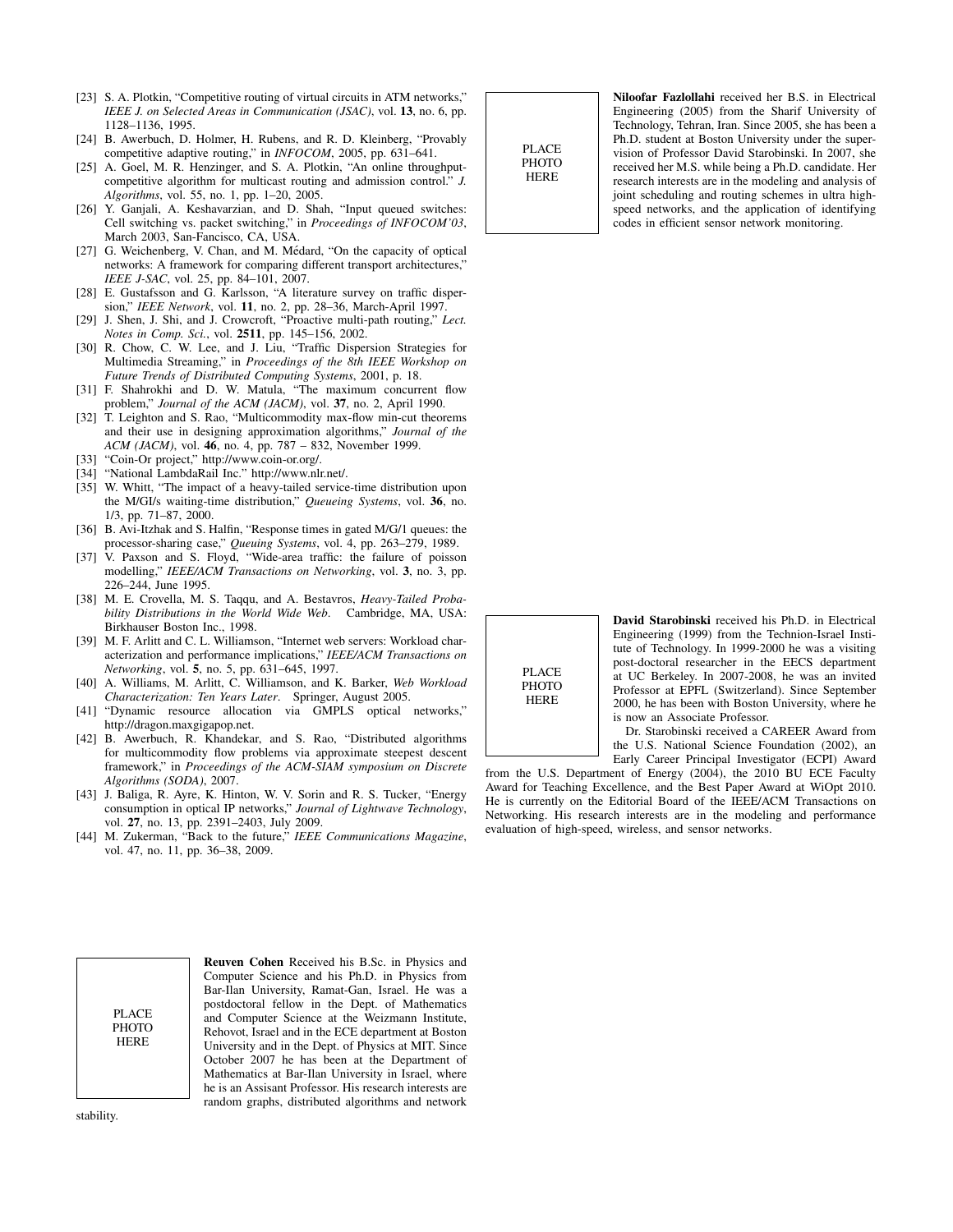[23] S. A. Plotkin, "Competitive routing of virtual circuits in ATM networks," *IEEE J. on Selected Areas in Communication (JSAC)*, vol. **13**, no. 6, pp. 1128–1136, 1995.

[24] B. Awerbuch, D. Holmer, H. Rubens, and R. D. Kleinberg, "Provably competitive adaptive routing," in *INFOCOM*, 2005, pp. 631–641.

[25] A. Goel, M. R. Henzinger, and S. A. Plotkin, "An online throughput-competitive algorithm for multicast routing and admission control." *J. Algorithms*, vol. 55, no. 1, pp. 1–20, 2005.

[26] Y. Ganjali, A. Keshavarzian, and D. Shah, "Input queued switches: Cell switching vs. packet switching," in *Proceedings of INFOCOM'03*, March 2003, San-Fancisco, CA, USA.

[27] G. Weichenberg, V. Chan, and M. Médard, "On the capacity of optical networks: A framework for comparing different transport architectures," *IEEE J-SAC*, vol. 25, pp. 84–101, 2007.

[28] E. Gustafsson and G. Karlsson, "A literature survey on traffic dispersion," *IEEE Network*, vol. **11**, no. 2, pp. 28–36, March-April 1997.

[29] J. Shen, J. Shi, and J. Crowcroft, "Proactive multi-path routing," *Lect. Notes in Comp. Sci.*, vol. **2511**, pp. 145–156, 2002.

[30] R. Chow, C. W. Lee, and J. Liu, "Traffic Dispersion Strategies for Multimedia Streaming," in *Proceedings of the 8th IEEE Workshop on Future Trends of Distributed Computing Systems*, 2001, p. 18.

[31] F. Shahrokhi and D. W. Matula, "The maximum concurrent flow problem," *Journal of the ACM (JACM)*, vol. **37**, no. 2, April 1990.

[32] T. Leighton and S. Rao, "Multicommodity max-flow min-cut theorems and their use in designing approximation algorithms," *Journal of the ACM (JACM)*, vol. **46**, no. 4, pp. 787 – 832, November 1999.

[33] "Coin-Or project," http://www.coin-or.org/.

[34] "National LambdaRail Inc." http://www.nlr.net/.

[35] W. Whitt, "The impact of a heavy-tailed service-time distribution upon the M/GI/s waiting-time distribution," *Queueing Systems*, vol. **36**, no. 1/3, pp. 71–87, 2000.

[36] B. Avi-Itzhak and S. Halfin, "Response times in gated M/G/1 queues: the processor-sharing case," *Queuing Systems*, vol. 4, pp. 263–279, 1989.

[37] V. Paxson and S. Floyd, "Wide-area traffic: the failure of poisson modelling," *IEEE/ACM Transactions on Networking*, vol. **3**, no. 3, pp. 226–244, June 1995.

[38] M. E. Crovella, M. S. Taqqu, and A. Bestavros, *Heavy-Tailed Probability Distributions in the World Wide Web*. Cambridge, MA, USA: Birkhauser Boston Inc., 1998.

[39] M. F. Arlitt and C. L. Williamson, "Internet web servers: Workload characterization and performance implications," *IEEE/ACM Transactions on Networking*, vol. **5**, no. 5, pp. 631–645, 1997.

[40] A. Williams, M. Arlitt, C. Williamson, and K. Barker, *Web Workload Characterization: Ten Years Later*. Springer, August 2005.

[41] "Dynamic resource allocation via GMPLS optical networks," http://dragon.maxgigapop.net.

[42] B. Awerbuch, R. Khandekar, and S. Rao, "Distributed algorithms for multicommodity flow problems via approximate steepest descent framework," in *Proceedings of the ACM-SIAM symposium on Discrete Algorithms (SODA)*, 2007.

[43] J. Baliga, R. Ayre, K. Hinton, W. V. Sorin and R. S. Tucker, "Energy consumption in optical IP networks," *Journal of Lightwave Technology*, vol. **27**, no. 13, pp. 2391–2403, July 2009.

[44] M. Zukerman, "Back to the future," *IEEE Communications Magazine*, vol. 47, no. 11, pp. 36–38, 2009.

PLACE PHOTO HERE

**Reuven Cohen** Received his B.Sc. in Physics and Computer Science and his Ph.D. in Physics from Bar-Ilan University, Ramat-Gan, Israel. He was a postdoctoral fellow in the Dept. of Mathematics and Computer Science at the Weizmann Institute, Rehovot, Israel and in the ECE department at Boston University and in the Dept. of Physics at MIT. Since October 2007 he has been at the Department of Mathematics at Bar-Ilan University in Israel, where he is an Assisant Professor. His research interests are random graphs, distributed algorithms and network stability.

PLACE PHOTO HERE

**Niloofar Fazlollahi** received her B.S. in Electrical Engineering (2005) from the Sharif University of Technology, Tehran, Iran. Since 2005, she has been a Ph.D. student at Boston University under the supervision of Professor David Starobinski. In 2007, she received her M.S. while being a Ph.D. candidate. Her research interests are in the modeling and analysis of joint scheduling and routing schemes in ultra high-speed networks, and the application of identifying codes in efficient sensor network monitoring.

PLACE PHOTO HERE

**David Starobinski** received his Ph.D. in Electrical Engineering (1999) from the Technion-Israel Institute of Technology. In 1999-2000 he was a visiting post-doctoral researcher in the EECS department at UC Berkeley. In 2007-2008, he was an invited Professor at EPFL (Switzerland). Since September 2000, he has been with Boston University, where he is now an Associate Professor.

Dr. Starobinski received a CAREER Award from the U.S. National Science Foundation (2002), an Early Career Principal Investigator (ECPI) Award from the U.S. Department of Energy (2004), the 2010 BU ECE Faculty Award for Teaching Excellence, and the Best Paper Award at WiOpt 2010. He is currently on the Editorial Board of the IEEE/ACM Transactions on Networking. His research interests are in the modeling and performance evaluation of high-speed, wireless, and sensor networks.